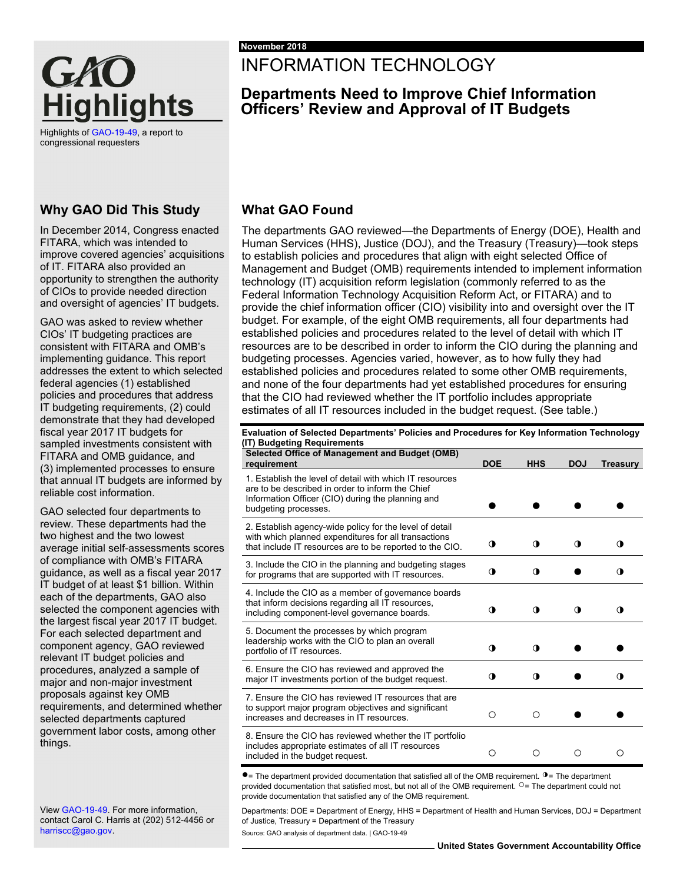# GAO Highlights

Highlights of GAO-19-49, a report to congressional requesters

November 2018

# INFORMATION TECHNOLOGY

## Departments Need to Improve Chief Information Officers' Review and Approval of IT Budgets

## Why GAO Did This Study

In December 2014, Congress enacted FITARA, which was intended to improve covered agencies' acquisitions of IT. FITARA also provided an opportunity to strengthen the authority of CIOs to provide needed direction and oversight of agencies' IT budgets.

GAO was asked to review whether CIOs' IT budgeting practices are consistent with FITARA and OMB's implementing guidance. This report addresses the extent to which selected federal agencies (1) established policies and procedures that address IT budgeting requirements, (2) could demonstrate that they had developed fiscal year 2017 IT budgets for sampled investments consistent with FITARA and OMB guidance, and (3) implemented processes to ensure that annual IT budgets are informed by reliable cost information.

GAO selected four departments to review. These departments had the two highest and the two lowest average initial self-assessments scores of compliance with OMB's FITARA guidance, as well as a fiscal year 2017 IT budget of at least $1 billion. Within each of the departments, GAO also selected the component agencies with the largest fiscal year 2017 IT budget. For each selected department and component agency, GAO reviewed relevant IT budget policies and procedures, analyzed a sample of major and non-major investment proposals against key OMB requirements, and determined whether selected departments captured government labor costs, among other things.

View GAO-19-49. For more information, contact Carol C. Harris at (202) 512-4456 or harriscc@gao.gov.

## What GAO Found

The departments GAO reviewed—the Departments of Energy (DOE), Health and Human Services (HHS), Justice (DOJ), and the Treasury (Treasury)—took steps to establish policies and procedures that align with eight selected Office of Management and Budget (OMB) requirements intended to implement information technology (IT) acquisition reform legislation (commonly referred to as the Federal Information Technology Acquisition Reform Act, or FITARA) and to provide the chief information officer (CIO) visibility into and oversight over the IT budget. For example, of the eight OMB requirements, all four departments had established policies and procedures related to the level of detail with which IT resources are to be described in order to inform the CIO during the planning and budgeting processes. Agencies varied, however, as to how fully they had established policies and procedures related to some other OMB requirements, and none of the four departments had yet established procedures for ensuring that the CIO had reviewed whether the IT portfolio includes appropriate estimates of all IT resources included in the budget request. (See table.)

**Evaluation of Selected Departments' Policies and Procedures for Key Information Technology (IT) Budgeting Requirements**

| Selected Office of Management and Budget (OMB) requirement | DOE | HHS | DOJ | Treasury |
|---|---|---|---|---|
| 1. Establish the level of detail with which IT resources are to be described in order to inform the Chief Information Officer (CIO) during the planning and budgeting processes. | ● | ● | ● | ● |
| 2. Establish agency-wide policy for the level of detail with which planned expenditures for all transactions that include IT resources are to be reported to the CIO. | ◑ | ◑ | ◑ | ◑ |
| 3. Include the CIO in the planning and budgeting stages for programs that are supported with IT resources. | ◑ | ◑ | ● | ◑ |
| 4. Include the CIO as a member of governance boards that inform decisions regarding all IT resources, including component-level governance boards. | ◑ | ◑ | ◑ | ◑ |
| 5. Document the processes by which program leadership works with the CIO to plan an overall portfolio of IT resources. | ◑ | ◑ | ● | ● |
| 6. Ensure the CIO has reviewed and approved the major IT investments portion of the budget request. | ◑ | ◑ | ● | ◑ |
| 7. Ensure the CIO has reviewed IT resources that are to support major program objectives and significant increases and decreases in IT resources. | ○ | ○ | ● | ● |
| 8. Ensure the CIO has reviewed whether the IT portfolio includes appropriate estimates of all IT resources included in the budget request. | ○ | ○ | ○ | ○ |

● = The department provided documentation that satisfied all of the OMB requirement. ◑ = The department provided documentation that satisfied most, but not all of the OMB requirement. ○ = The department could not provide documentation that satisfied any of the OMB requirement.

Departments: DOE = Department of Energy, HHS = Department of Health and Human Services, DOJ = Department of Justice, Treasury = Department of the Treasury

Source: GAO analysis of department data. | GAO-19-49

United States Government Accountability Office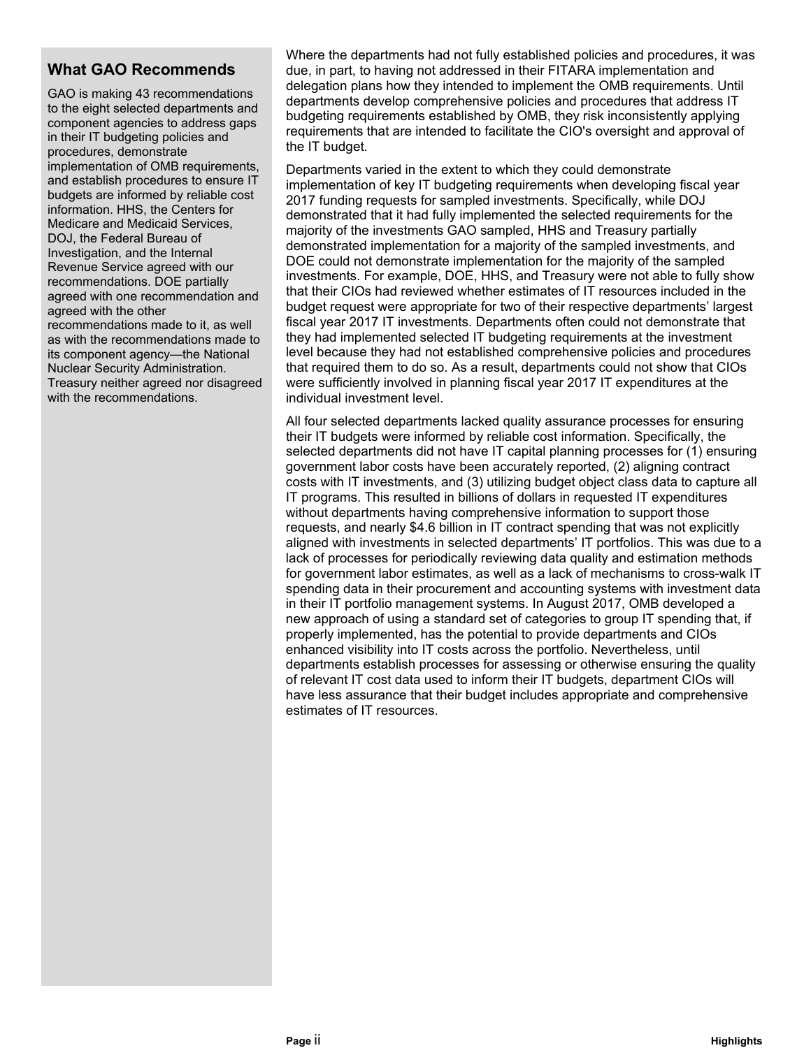## What GAO Recommends

GAO is making 43 recommendations to the eight selected departments and component agencies to address gaps in their IT budgeting policies and procedures, demonstrate implementation of OMB requirements, and establish procedures to ensure IT budgets are informed by reliable cost information. HHS, the Centers for Medicare and Medicaid Services, DOJ, the Federal Bureau of Investigation, and the Internal Revenue Service agreed with our recommendations. DOE partially agreed with one recommendation and agreed with the other recommendations made to it, as well as with the recommendations made to its component agency—the National Nuclear Security Administration. Treasury neither agreed nor disagreed with the recommendations.

Where the departments had not fully established policies and procedures, it was due, in part, to having not addressed in their FITARA implementation and delegation plans how they intended to implement the OMB requirements. Until departments develop comprehensive policies and procedures that address IT budgeting requirements established by OMB, they risk inconsistently applying requirements that are intended to facilitate the CIO's oversight and approval of the IT budget.

Departments varied in the extent to which they could demonstrate implementation of key IT budgeting requirements when developing fiscal year 2017 funding requests for sampled investments. Specifically, while DOJ demonstrated that it had fully implemented the selected requirements for the majority of the investments GAO sampled, HHS and Treasury partially demonstrated implementation for a majority of the sampled investments, and DOE could not demonstrate implementation for the majority of the sampled investments. For example, DOE, HHS, and Treasury were not able to fully show that their CIOs had reviewed whether estimates of IT resources included in the budget request were appropriate for two of their respective departments' largest fiscal year 2017 IT investments. Departments often could not demonstrate that they had implemented selected IT budgeting requirements at the investment level because they had not established comprehensive policies and procedures that required them to do so. As a result, departments could not show that CIOs were sufficiently involved in planning fiscal year 2017 IT expenditures at the individual investment level.

All four selected departments lacked quality assurance processes for ensuring their IT budgets were informed by reliable cost information. Specifically, the selected departments did not have IT capital planning processes for (1) ensuring government labor costs have been accurately reported, (2) aligning contract costs with IT investments, and (3) utilizing budget object class data to capture all IT programs. This resulted in billions of dollars in requested IT expenditures without departments having comprehensive information to support those requests, and nearly $4.6 billion in IT contract spending that was not explicitly aligned with investments in selected departments' IT portfolios. This was due to a lack of processes for periodically reviewing data quality and estimation methods for government labor estimates, as well as a lack of mechanisms to cross-walk IT spending data in their procurement and accounting systems with investment data in their IT portfolio management systems. In August 2017, OMB developed a new approach of using a standard set of categories to group IT spending that, if properly implemented, has the potential to provide departments and CIOs enhanced visibility into IT costs across the portfolio. Nevertheless, until departments establish processes for assessing or otherwise ensuring the quality of relevant IT cost data used to inform their IT budgets, department CIOs will have less assurance that their budget includes appropriate and comprehensive estimates of IT resources.